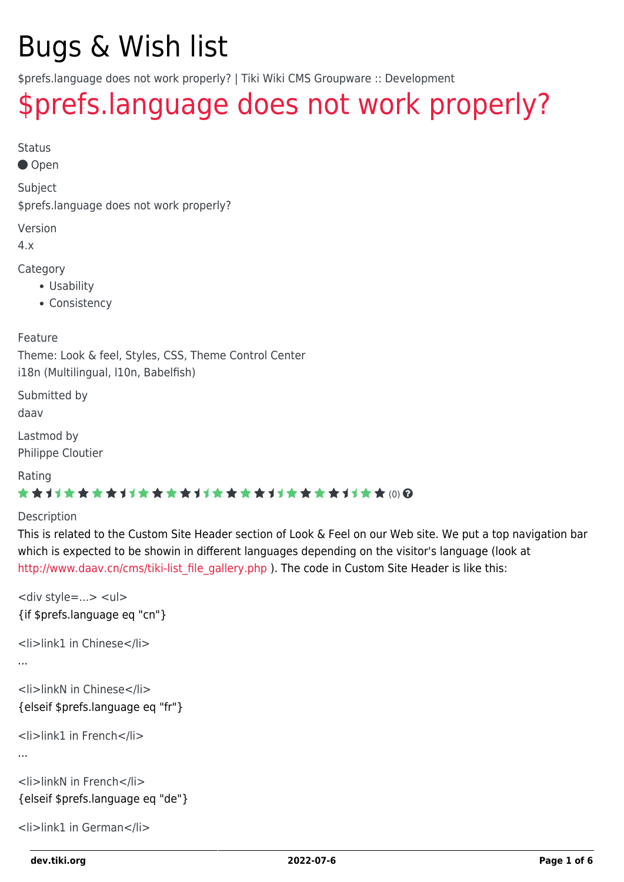# Bugs & Wish list

$prefs.language does not work properly? | Tiki Wiki CMS Groupware :: Development

## $prefs.language does not work properly?

Status

● Open

Subject

$prefs.language does not work properly?

Version

4.x

Category

- Usability
- Consistency

Feature

Theme: Look & feel, Styles, CSS, Theme Control Center
i18n (Multilingual, l10n, Babelfish)

Submitted by

daav

Lastmod by

Philippe Cloutier

Rating

(0)

Description

This is related to the Custom Site Header section of Look & Feel on our Web site. We put a top navigation bar which is expected to be showin in different languages depending on the visitor's language (look at http://www.daav.cn/cms/tiki-list_file_gallery.php ). The code in Custom Site Header is like this:

<div style=...> <ul>
{if $prefs.language eq "cn"}

<li>link1 in Chinese</li>

...

<li>linkN in Chinese</li>
{elseif $prefs.language eq "fr"}

<li>link1 in French</li>

...

<li>linkN in French</li>
{elseif $prefs.language eq "de"}

<li>link1 in German</li>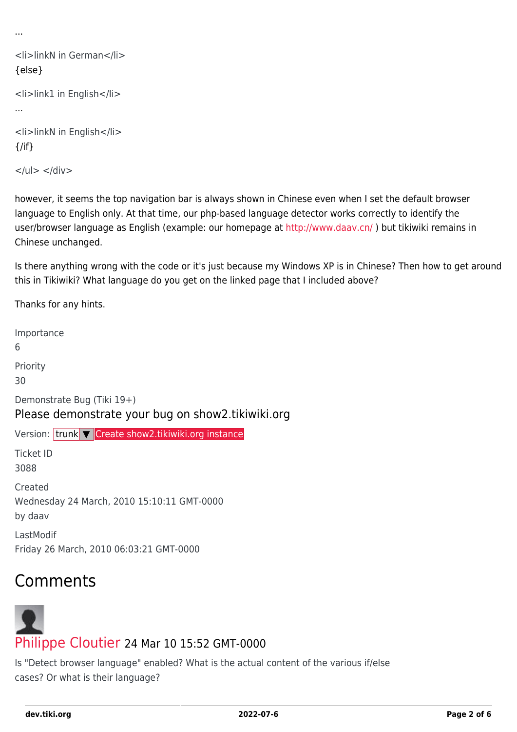...

<li>linkN in German</li>
{else}

<li>link1 in English</li>
...

<li>linkN in English</li>
{/if}

</ul> </div>

however, it seems the top navigation bar is always shown in Chinese even when I set the default browser language to English only. At that time, our php-based language detector works correctly to identify the user/browser language as English (example: our homepage at http://www.daav.cn/ ) but tikiwiki remains in Chinese unchanged.

Is there anything wrong with the code or it's just because my Windows XP is in Chinese? Then how to get around this in Tikiwiki? What language do you get on the linked page that I included above?

Thanks for any hints.

Importance
6

Priority
30

Demonstrate Bug (Tiki 19+)

Please demonstrate your bug on show2.tikiwiki.org

Version: trunk ▼ Create show2.tikiwiki.org instance

Ticket ID
3088

Created
Wednesday 24 March, 2010 15:10:11 GMT-0000
by daav

LastModif
Friday 26 March, 2010 06:03:21 GMT-0000

## Comments

Philippe Cloutier 24 Mar 10 15:52 GMT-0000

Is "Detect browser language" enabled? What is the actual content of the various if/else cases? Or what is their language?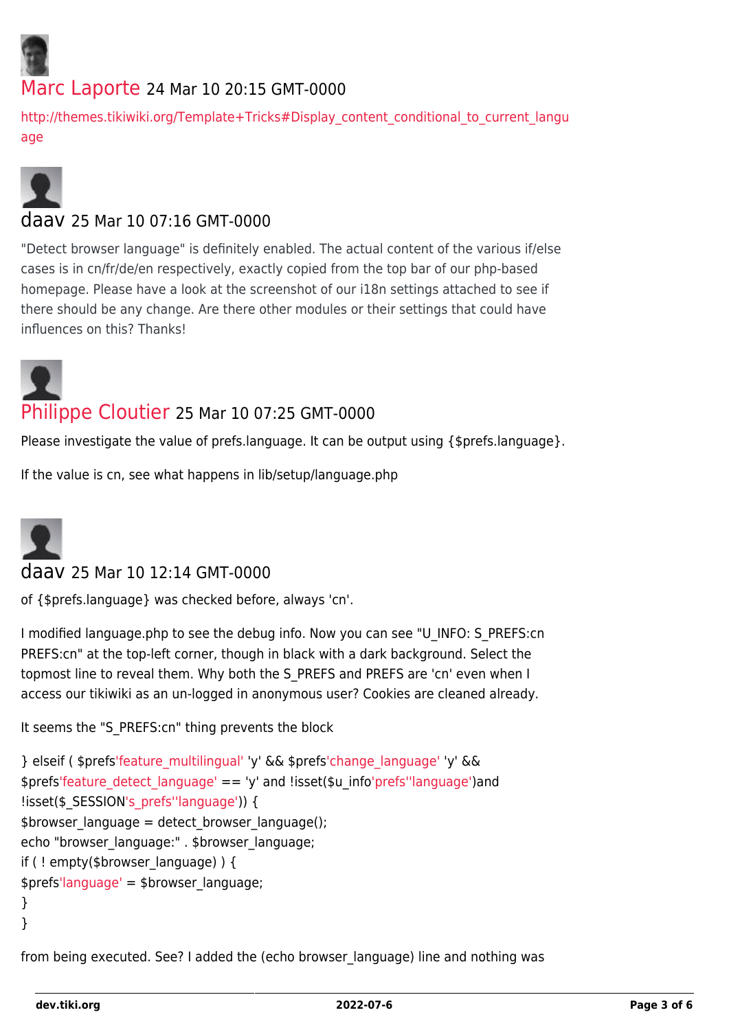Marc Laporte 24 Mar 10 20:15 GMT-0000

http://themes.tikiwiki.org/Template+Tricks#Display_content_conditional_to_current_language

daav 25 Mar 10 07:16 GMT-0000

"Detect browser language" is definitely enabled. The actual content of the various if/else cases is in cn/fr/de/en respectively, exactly copied from the top bar of our php-based homepage. Please have a look at the screenshot of our i18n settings attached to see if there should be any change. Are there other modules or their settings that could have influences on this? Thanks!

Philippe Cloutier 25 Mar 10 07:25 GMT-0000

Please investigate the value of prefs.language. It can be output using {$prefs.language}.

If the value is cn, see what happens in lib/setup/language.php

daav 25 Mar 10 12:14 GMT-0000

of {$prefs.language} was checked before, always 'cn'.

I modified language.php to see the debug info. Now you can see "U_INFO: S_PREFS:cn PREFS:cn" at the top-left corner, though in black with a dark background. Select the topmost line to reveal them. Why both the S_PREFS and PREFS are 'cn' even when I access our tikiwiki as an un-logged in anonymous user? Cookies are cleaned already.

It seems the "S_PREFS:cn" thing prevents the block

```
} elseif ( $prefs'feature_multilingual' 'y' && $prefs'change_language' 'y' &&
$prefs'feature_detect_language' == 'y' and !isset($u_info'prefs''language')and
!isset($_SESSION's_prefs''language')) {
$browser_language = detect_browser_language();
echo "browser_language:" . $browser_language;
if ( ! empty($browser_language) ) {
$prefs'language' = $browser_language;
}
}
```

from being executed. See? I added the (echo browser_language) line and nothing was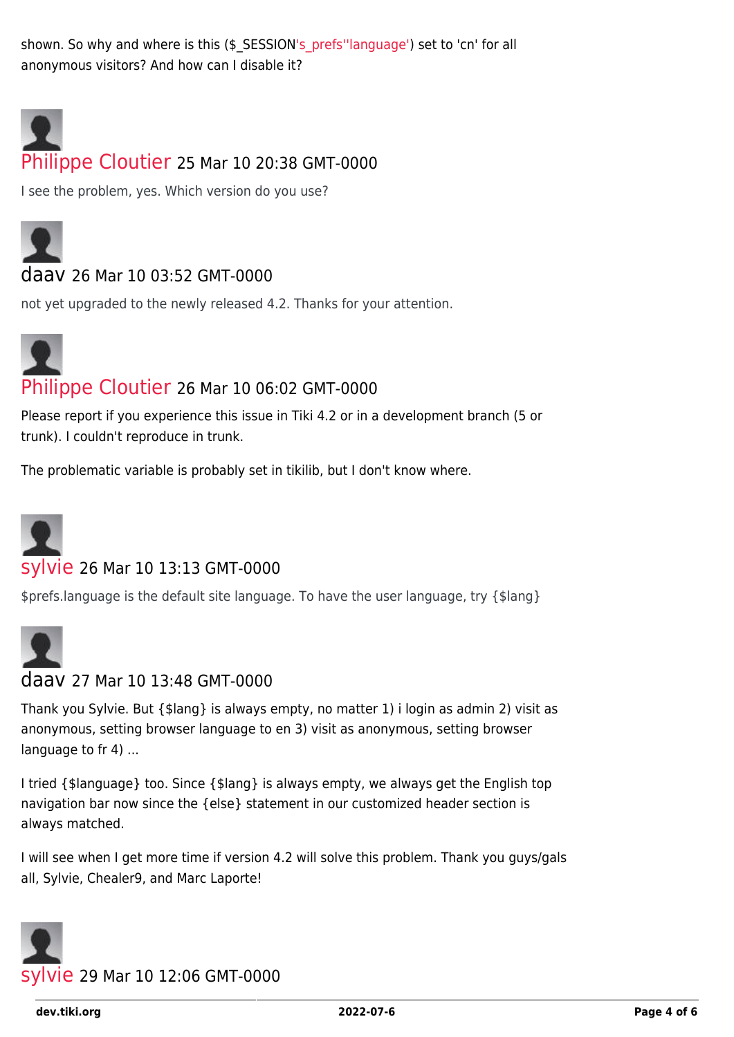shown. So why and where is this ($_SESSION's_prefs''language') set to 'cn' for all anonymous visitors? And how can I disable it?

## Philippe Cloutier 25 Mar 10 20:38 GMT-0000

I see the problem, yes. Which version do you use?

## daav 26 Mar 10 03:52 GMT-0000

not yet upgraded to the newly released 4.2. Thanks for your attention.

## Philippe Cloutier 26 Mar 10 06:02 GMT-0000

Please report if you experience this issue in Tiki 4.2 or in a development branch (5 or trunk). I couldn't reproduce in trunk.

The problematic variable is probably set in tikilib, but I don't know where.

## sylvie 26 Mar 10 13:13 GMT-0000

$prefs.language is the default site language. To have the user language, try {$lang}

## daav 27 Mar 10 13:48 GMT-0000

Thank you Sylvie. But {$lang} is always empty, no matter 1) i login as admin 2) visit as anonymous, setting browser language to en 3) visit as anonymous, setting browser language to fr 4) ...

I tried {$language} too. Since {$lang} is always empty, we always get the English top navigation bar now since the {else} statement in our customized header section is always matched.

I will see when I get more time if version 4.2 will solve this problem. Thank you guys/gals all, Sylvie, Chealer9, and Marc Laporte!

## sylvie 29 Mar 10 12:06 GMT-0000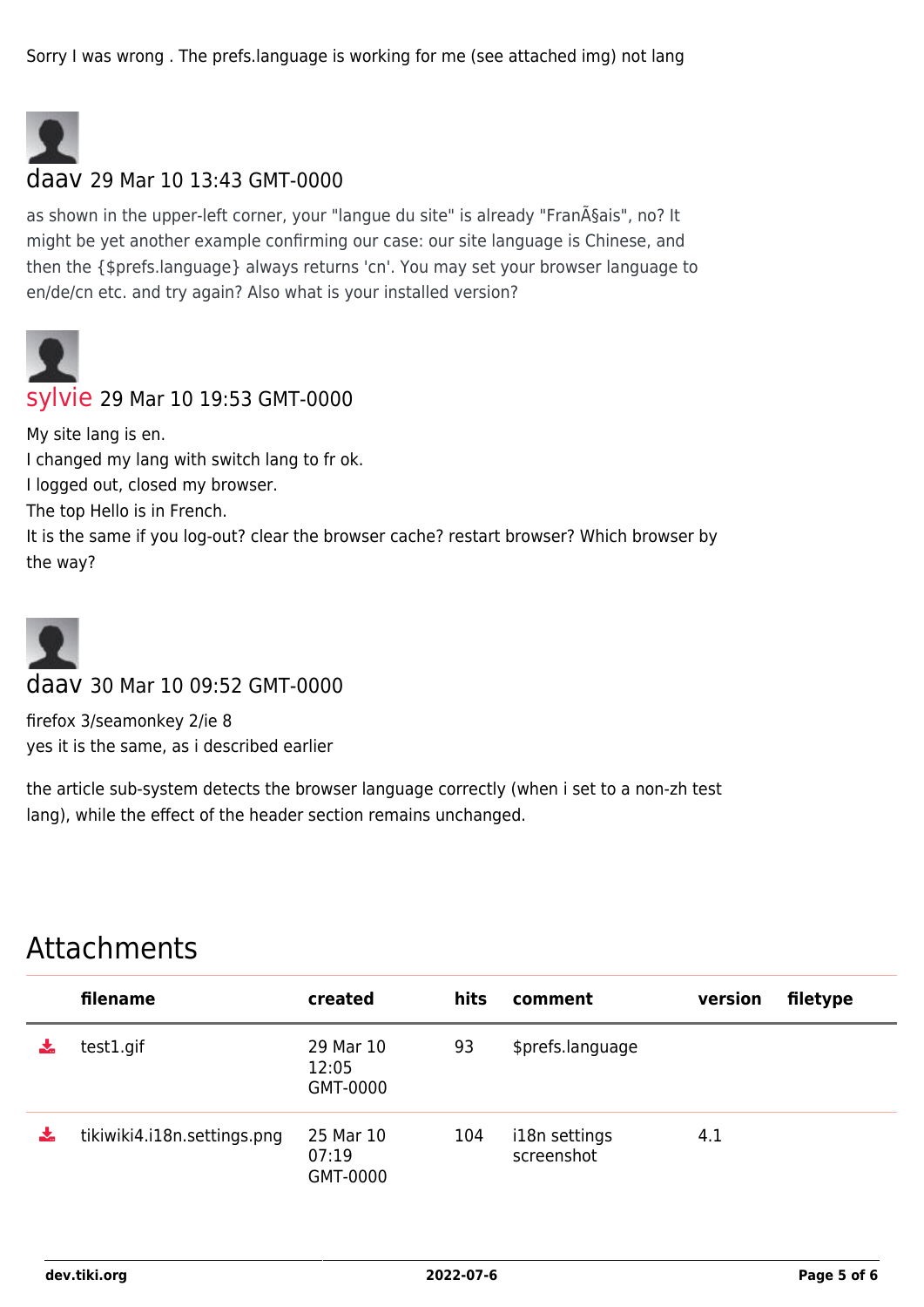Sorry I was wrong . The prefs.language is working for me (see attached img) not lang

daav 29 Mar 10 13:43 GMT-0000

as shown in the upper-left corner, your "langue du site" is already "FranÃ§ais", no? It might be yet another example confirming our case: our site language is Chinese, and then the {$prefs.language} always returns 'cn'. You may set your browser language to en/de/cn etc. and try again? Also what is your installed version?

sylvie 29 Mar 10 19:53 GMT-0000

My site lang is en.
I changed my lang with switch lang to fr ok.
I logged out, closed my browser.
The top Hello is in French.
It is the same if you log-out? clear the browser cache? restart browser? Which browser by the way?

daav 30 Mar 10 09:52 GMT-0000

firefox 3/seamonkey 2/ie 8
yes it is the same, as i described earlier

the article sub-system detects the browser language correctly (when i set to a non-zh test lang), while the effect of the header section remains unchanged.

# Attachments

| | filename | created | hits | comment | version | filetype |
|---|---|---|---|---|---|---|
| | test1.gif | 29 Mar 10 12:05 GMT-0000 | 93 | $prefs.language | | |
| | tikiwiki4.i18n.settings.png | 25 Mar 10 07:19 GMT-0000 | 104 | i18n settings screenshot | 4.1 | |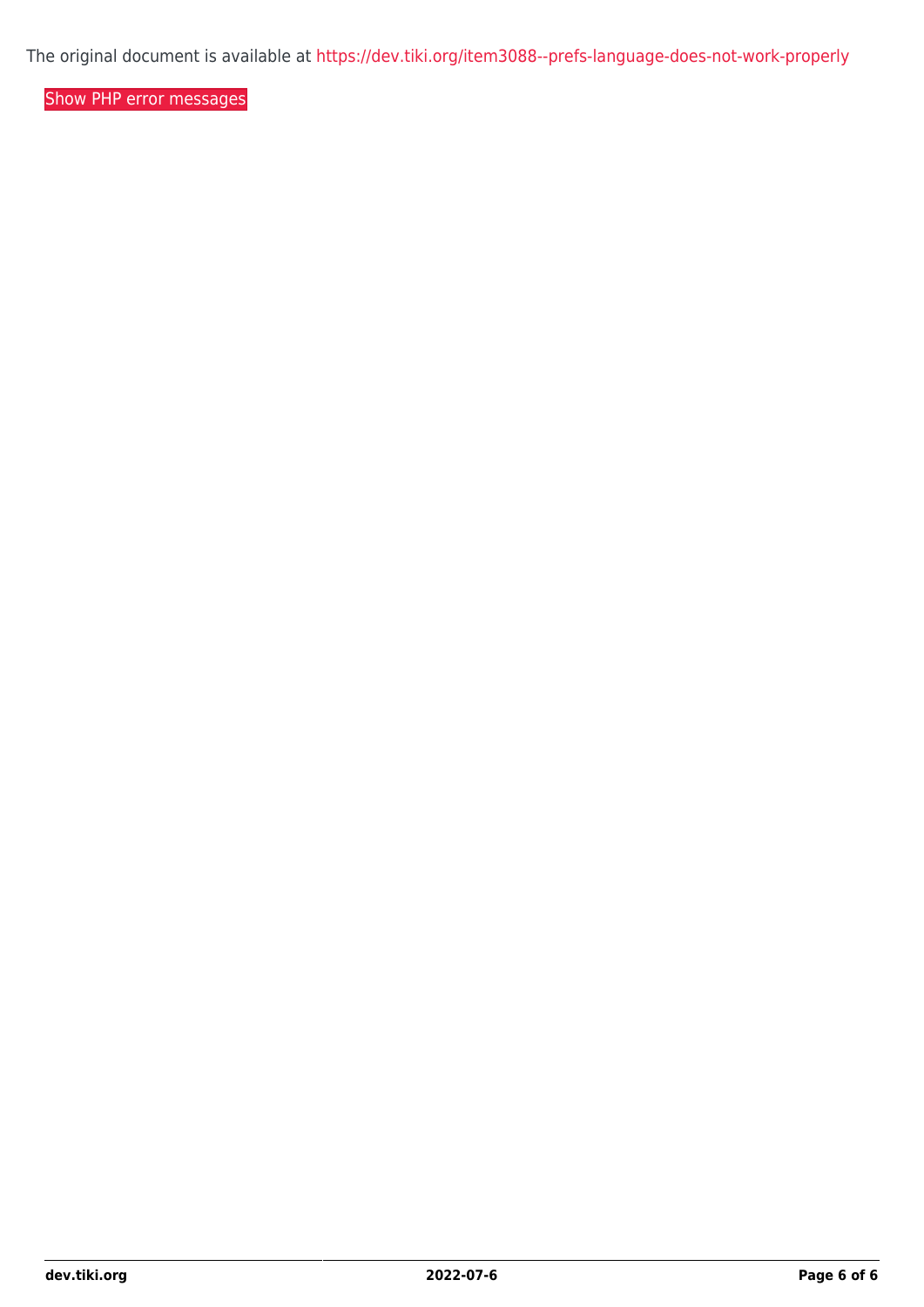The original document is available at https://dev.tiki.org/item3088--prefs-language-does-not-work-properly

Show PHP error messages